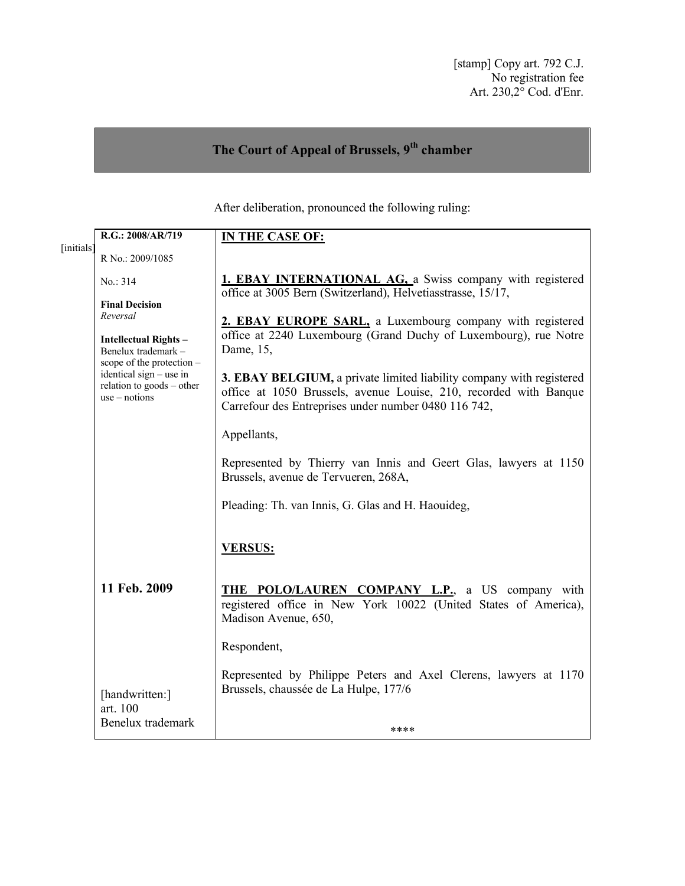[stamp] Copy art. 792 C.J.
No registration fee
Art. 230,2° Cod. d'Enr.

# The Court of Appeal of Brussels, 9th chamber

After deliberation, pronounced the following ruling:

[initials]

| | |
|---|---|
| **R.G.: 2008/AR/719**<br><br>R No.: 2009/1085<br><br>No.: 314<br><br>**Final Decision**<br>*Reversal*<br><br>**Intellectual Rights –** Benelux trademark – scope of the protection – identical sign – use in relation to goods – other use – notions<br><br><br><br><br><br><br><br>**11 Feb. 2009**<br><br><br><br><br>[handwritten:]<br>art. 100<br>Benelux trademark | **<u>IN THE CASE OF:</u>**<br><br>**<u>1. EBAY INTERNATIONAL AG,</u>** a Swiss company with registered office at 3005 Bern (Switzerland), Helvetiasstrasse, 15/17,<br><br>**<u>2. EBAY EUROPE SARL,</u>** a Luxembourg company with registered office at 2240 Luxembourg (Grand Duchy of Luxembourg), rue Notre Dame, 15,<br><br>**3. EBAY BELGIUM,** a private limited liability company with registered office at 1050 Brussels, avenue Louise, 210, recorded with Banque Carrefour des Entreprises under number 0480 116 742,<br><br>Appellants,<br><br>Represented by Thierry van Innis and Geert Glas, lawyers at 1150 Brussels, avenue de Tervueren, 268A,<br><br>Pleading: Th. van Innis, G. Glas and H. Haouideg,<br><br>**<u>VERSUS:</u>**<br><br>**<u>THE POLO/LAUREN COMPANY L.P.</u>**, a US company with registered office in New York 10022 (United States of America), Madison Avenue, 650,<br><br>Respondent,<br><br>Represented by Philippe Peters and Axel Clerens, lawyers at 1170 Brussels, chaussée de La Hulpe, 177/6<br><br>**** |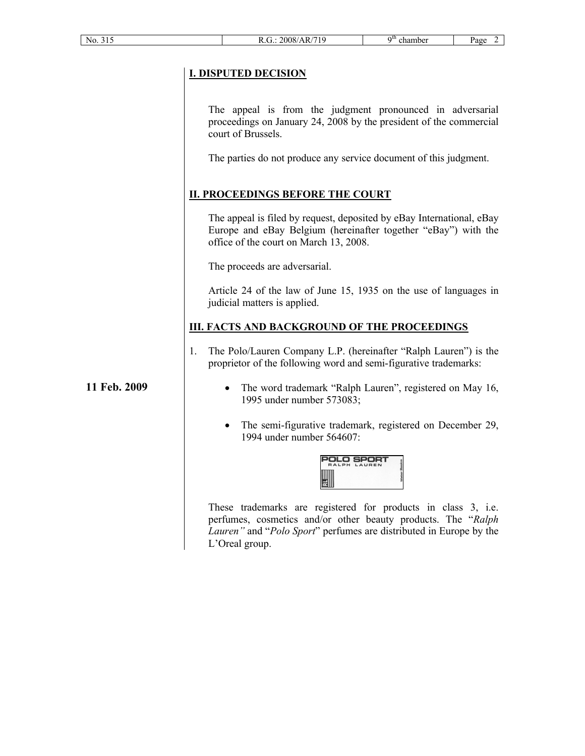## I. DISPUTED DECISION

The appeal is from the judgment pronounced in adversarial proceedings on January 24, 2008 by the president of the commercial court of Brussels.

The parties do not produce any service document of this judgment.

## II. PROCEEDINGS BEFORE THE COURT

The appeal is filed by request, deposited by eBay International, eBay Europe and eBay Belgium (hereinafter together "eBay") with the office of the court on March 13, 2008.

The proceeds are adversarial.

Article 24 of the law of June 15, 1935 on the use of languages in judicial matters is applied.

## III. FACTS AND BACKGROUND OF THE PROCEEDINGS

1. The Polo/Lauren Company L.P. (hereinafter "Ralph Lauren") is the proprietor of the following word and semi-figurative trademarks:

**11 Feb. 2009**

- The word trademark "Ralph Lauren", registered on May 16, 1995 under number 573083;
- The semi-figurative trademark, registered on December 29, 1994 under number 564607:

POLO SPORT
RALPH LAUREN

These trademarks are registered for products in class 3, i.e. perfumes, cosmetics and/or other beauty products. The "*Ralph Lauren"* and "*Polo Sport*" perfumes are distributed in Europe by the L'Oreal group.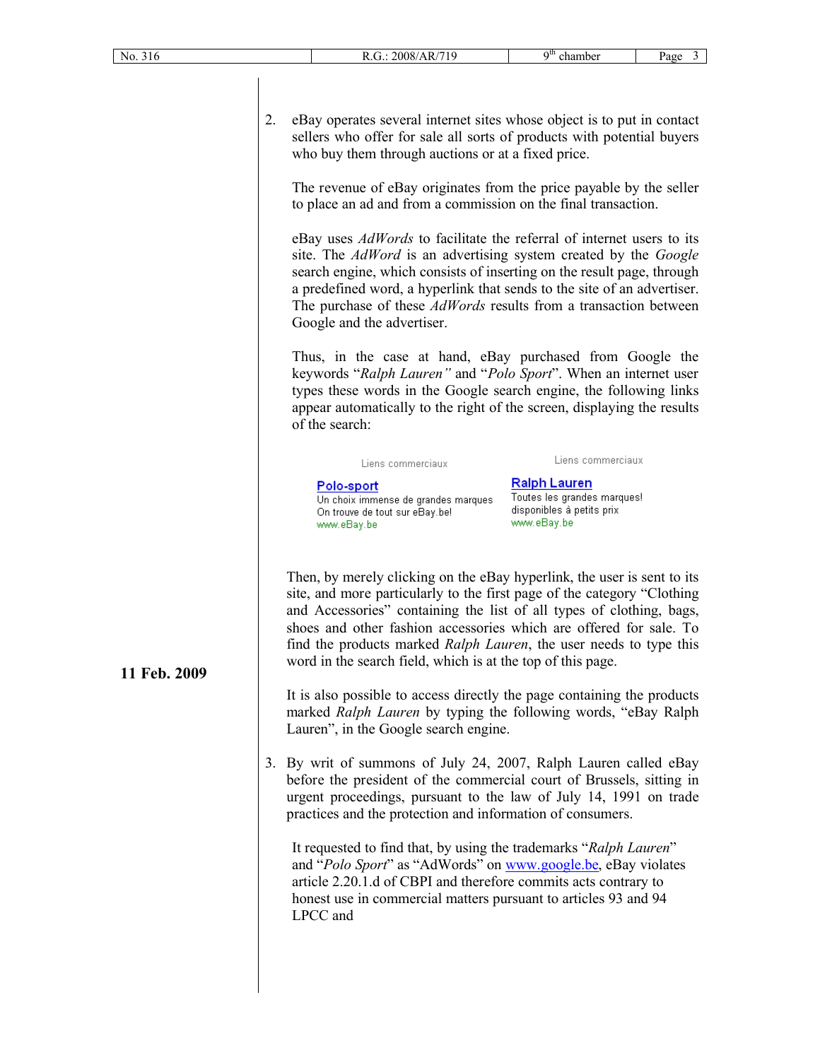2. eBay operates several internet sites whose object is to put in contact sellers who offer for sale all sorts of products with potential buyers who buy them through auctions or at a fixed price.

   The revenue of eBay originates from the price payable by the seller to place an ad and from a commission on the final transaction.

   eBay uses *AdWords* to facilitate the referral of internet users to its site. The *AdWord* is an advertising system created by the *Google* search engine, which consists of inserting on the result page, through a predefined word, a hyperlink that sends to the site of an advertiser. The purchase of these *AdWords* results from a transaction between Google and the advertiser.

   Thus, in the case at hand, eBay purchased from Google the keywords "*Ralph Lauren"* and "*Polo Sport*". When an internet user types these words in the Google search engine, the following links appear automatically to the right of the screen, displaying the results of the search:

   Liens commerciaux

   **Polo-sport**
   Un choix immense de grandes marques
   On trouve de tout sur eBay.be!
   www.eBay.be

   Liens commerciaux

   **Ralph Lauren**
   Toutes les grandes marques!
   disponibles à petits prix
   www.eBay.be

   Then, by merely clicking on the eBay hyperlink, the user is sent to its site, and more particularly to the first page of the category "Clothing and Accessories" containing the list of all types of clothing, bags, shoes and other fashion accessories which are offered for sale. To find the products marked *Ralph Lauren*, the user needs to type this word in the search field, which is at the top of this page.

**11 Feb. 2009**

   It is also possible to access directly the page containing the products marked *Ralph Lauren* by typing the following words, "eBay Ralph Lauren", in the Google search engine.

3. By writ of summons of July 24, 2007, Ralph Lauren called eBay before the president of the commercial court of Brussels, sitting in urgent proceedings, pursuant to the law of July 14, 1991 on trade practices and the protection and information of consumers.

   It requested to find that, by using the trademarks "*Ralph Lauren*" and "*Polo Sport*" as "AdWords" on www.google.be, eBay violates article 2.20.1.d of CBPI and therefore commits acts contrary to honest use in commercial matters pursuant to articles 93 and 94 LPCC and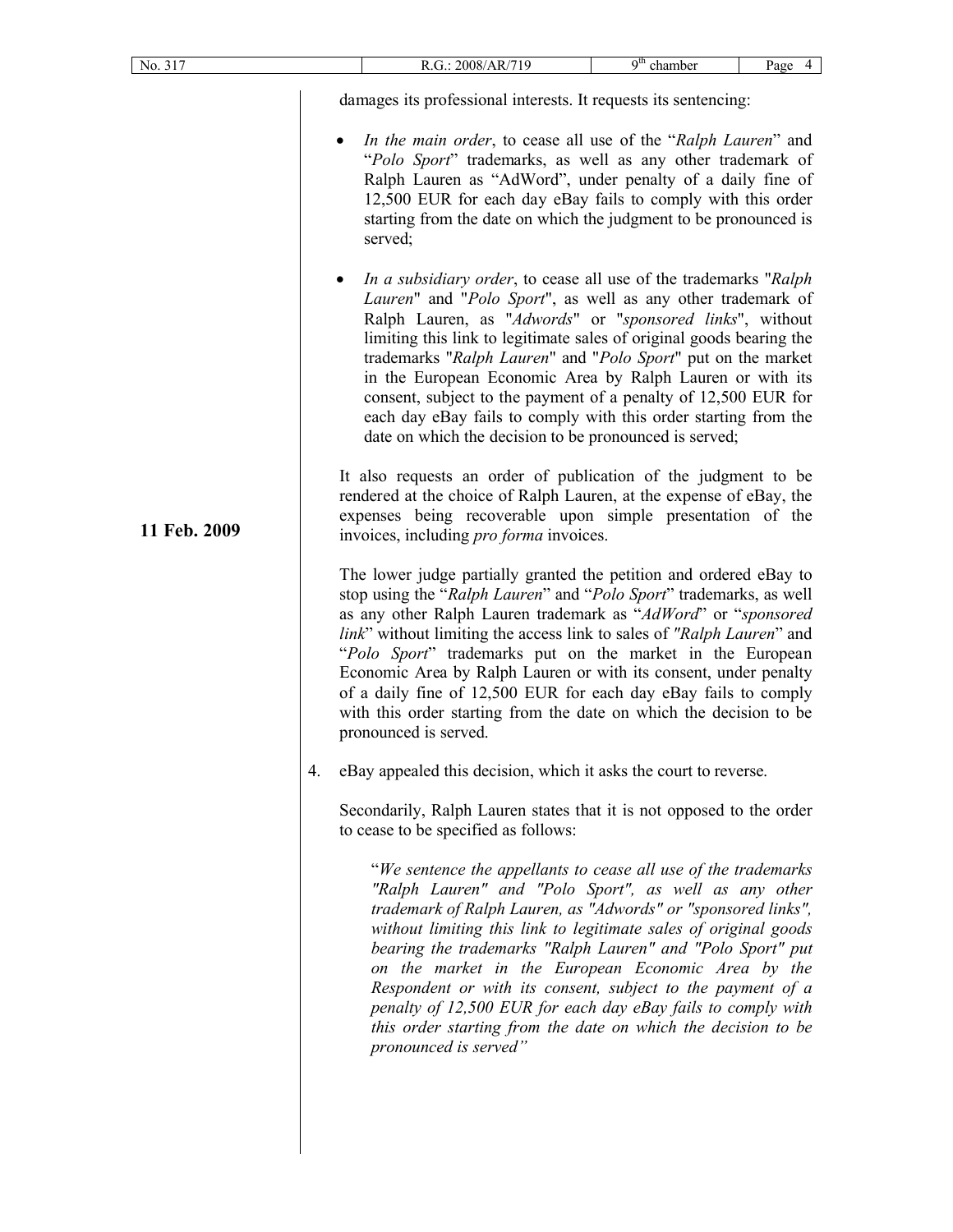damages its professional interests. It requests its sentencing:

- *In the main order*, to cease all use of the "*Ralph Lauren*" and "*Polo Sport*" trademarks, as well as any other trademark of Ralph Lauren as "AdWord", under penalty of a daily fine of 12,500 EUR for each day eBay fails to comply with this order starting from the date on which the judgment to be pronounced is served;

- *In a subsidiary order*, to cease all use of the trademarks "*Ralph Lauren*" and "*Polo Sport*", as well as any other trademark of Ralph Lauren, as "*Adwords*" or "*sponsored links*", without limiting this link to legitimate sales of original goods bearing the trademarks "*Ralph Lauren*" and "*Polo Sport*" put on the market in the European Economic Area by Ralph Lauren or with its consent, subject to the payment of a penalty of 12,500 EUR for each day eBay fails to comply with this order starting from the date on which the decision to be pronounced is served;

It also requests an order of publication of the judgment to be rendered at the choice of Ralph Lauren, at the expense of eBay, the expenses being recoverable upon simple presentation of the invoices, including *pro forma* invoices.

**11 Feb. 2009**

The lower judge partially granted the petition and ordered eBay to stop using the "*Ralph Lauren*" and "*Polo Sport*" trademarks, as well as any other Ralph Lauren trademark as "*AdWord*" or "*sponsored link*" without limiting the access link to sales of *"Ralph Lauren*" and "*Polo Sport*" trademarks put on the market in the European Economic Area by Ralph Lauren or with its consent, under penalty of a daily fine of 12,500 EUR for each day eBay fails to comply with this order starting from the date on which the decision to be pronounced is served.

4. eBay appealed this decision, which it asks the court to reverse.

Secondarily, Ralph Lauren states that it is not opposed to the order to cease to be specified as follows:

> "*We sentence the appellants to cease all use of the trademarks "Ralph Lauren" and "Polo Sport", as well as any other trademark of Ralph Lauren, as "Adwords" or "sponsored links", without limiting this link to legitimate sales of original goods bearing the trademarks "Ralph Lauren" and "Polo Sport" put on the market in the European Economic Area by the Respondent or with its consent, subject to the payment of a penalty of 12,500 EUR for each day eBay fails to comply with this order starting from the date on which the decision to be pronounced is served"*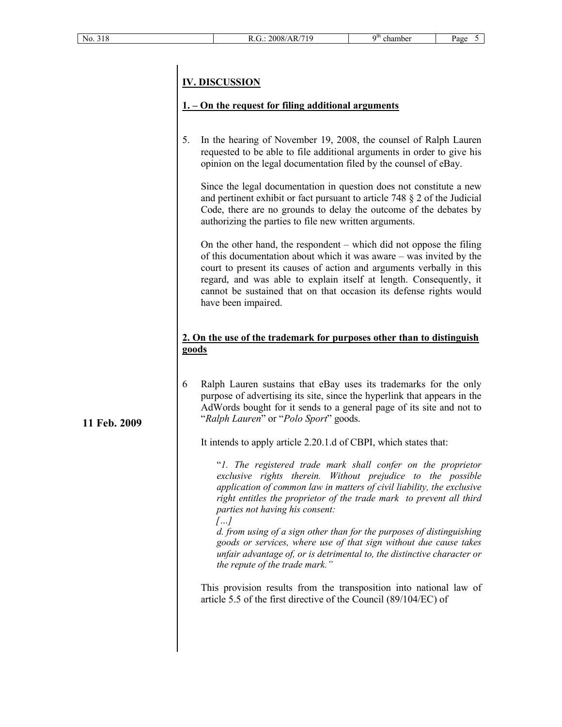## IV. DISCUSSION

### 1. – On the request for filing additional arguments

5. In the hearing of November 19, 2008, the counsel of Ralph Lauren requested to be able to file additional arguments in order to give his opinion on the legal documentation filed by the counsel of eBay.

   Since the legal documentation in question does not constitute a new and pertinent exhibit or fact pursuant to article 748 § 2 of the Judicial Code, there are no grounds to delay the outcome of the debates by authorizing the parties to file new written arguments.

   On the other hand, the respondent – which did not oppose the filing of this documentation about which it was aware – was invited by the court to present its causes of action and arguments verbally in this regard, and was able to explain itself at length. Consequently, it cannot be sustained that on that occasion its defense rights would have been impaired.

### 2. On the use of the trademark for purposes other than to distinguish goods

**11 Feb. 2009**

6. Ralph Lauren sustains that eBay uses its trademarks for the only purpose of advertising its site, since the hyperlink that appears in the AdWords bought for it sends to a general page of its site and not to "*Ralph Lauren*" or "*Polo Sport*" goods.

   It intends to apply article 2.20.1.d of CBPI, which states that:

   > "*1. The registered trade mark shall confer on the proprietor exclusive rights therein. Without prejudice to the possible application of common law in matters of civil liability, the exclusive right entitles the proprietor of the trade mark to prevent all third parties not having his consent:*
   > *[…]*
   > *d. from using of a sign other than for the purposes of distinguishing goods or services, where use of that sign without due cause takes unfair advantage of, or is detrimental to, the distinctive character or the repute of the trade mark.*"

   This provision results from the transposition into national law of article 5.5 of the first directive of the Council (89/104/EC) of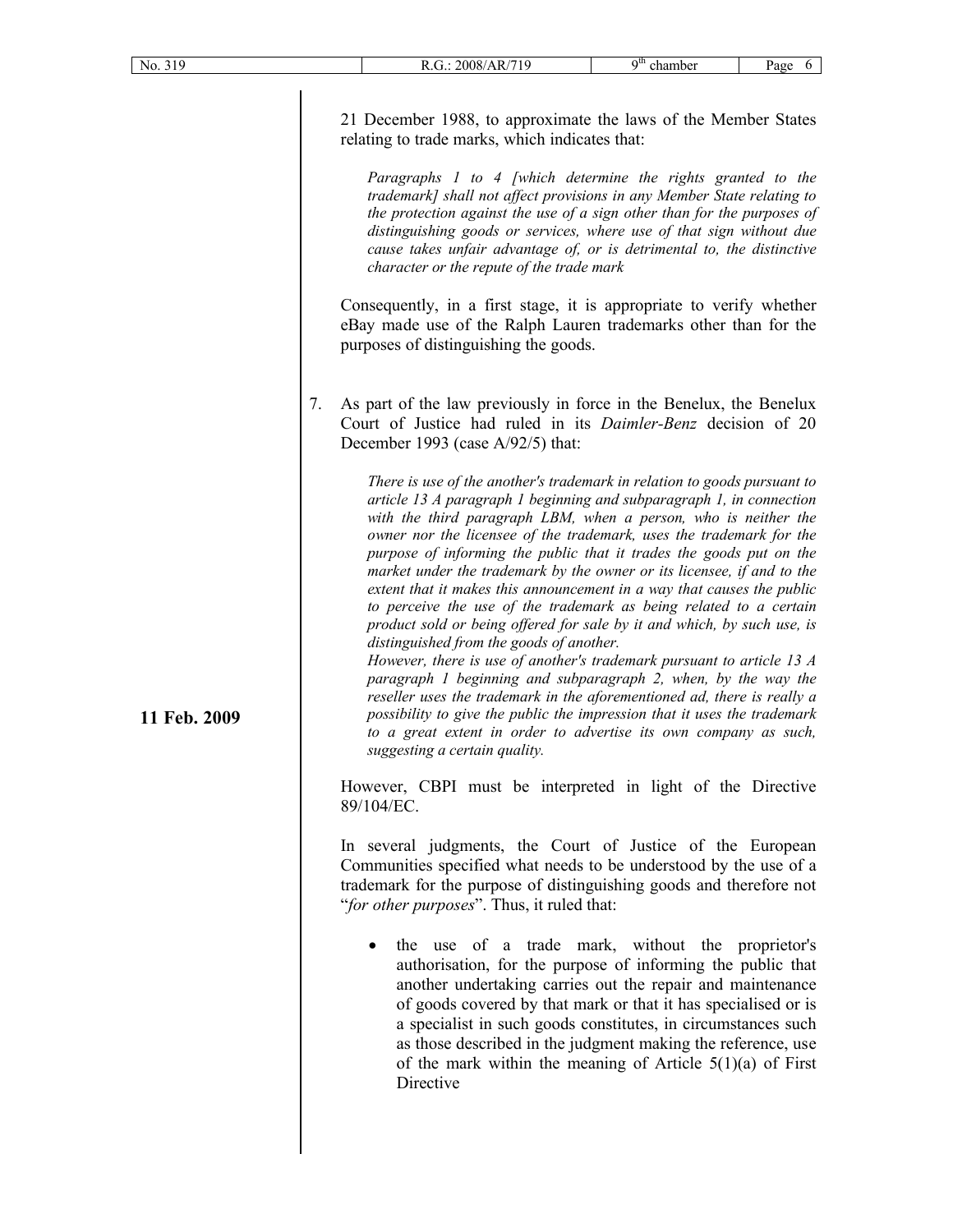21 December 1988, to approximate the laws of the Member States relating to trade marks, which indicates that:

> *Paragraphs 1 to 4 [which determine the rights granted to the trademark] shall not affect provisions in any Member State relating to the protection against the use of a sign other than for the purposes of distinguishing goods or services, where use of that sign without due cause takes unfair advantage of, or is detrimental to, the distinctive character or the repute of the trade mark*

Consequently, in a first stage, it is appropriate to verify whether eBay made use of the Ralph Lauren trademarks other than for the purposes of distinguishing the goods.

7. As part of the law previously in force in the Benelux, the Benelux Court of Justice had ruled in its *Daimler-Benz* decision of 20 December 1993 (case A/92/5) that:

> *There is use of the another's trademark in relation to goods pursuant to article 13 A paragraph 1 beginning and subparagraph 1, in connection with the third paragraph LBM, when a person, who is neither the owner nor the licensee of the trademark, uses the trademark for the purpose of informing the public that it trades the goods put on the market under the trademark by the owner or its licensee, if and to the extent that it makes this announcement in a way that causes the public to perceive the use of the trademark as being related to a certain product sold or being offered for sale by it and which, by such use, is distinguished from the goods of another.*
> *However, there is use of another's trademark pursuant to article 13 A paragraph 1 beginning and subparagraph 2, when, by the way the reseller uses the trademark in the aforementioned ad, there is really a possibility to give the public the impression that it uses the trademark to a great extent in order to advertise its own company as such, suggesting a certain quality.*

**11 Feb. 2009**

However, CBPI must be interpreted in light of the Directive 89/104/EC.

In several judgments, the Court of Justice of the European Communities specified what needs to be understood by the use of a trademark for the purpose of distinguishing goods and therefore not "*for other purposes*". Thus, it ruled that:

- the use of a trade mark, without the proprietor's authorisation, for the purpose of informing the public that another undertaking carries out the repair and maintenance of goods covered by that mark or that it has specialised or is a specialist in such goods constitutes, in circumstances such as those described in the judgment making the reference, use of the mark within the meaning of Article 5(1)(a) of First Directive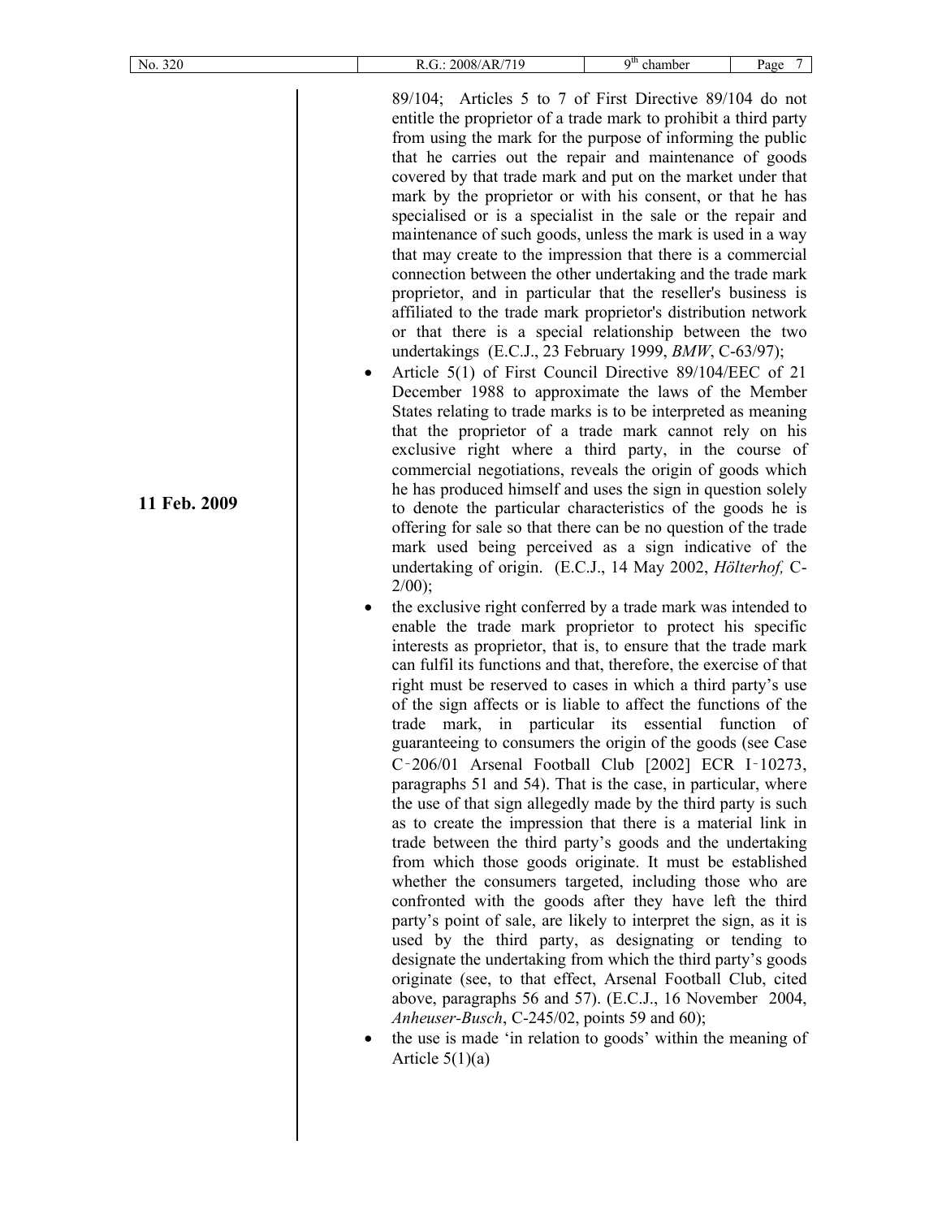89/104; Articles 5 to 7 of First Directive 89/104 do not entitle the proprietor of a trade mark to prohibit a third party from using the mark for the purpose of informing the public that he carries out the repair and maintenance of goods covered by that trade mark and put on the market under that mark by the proprietor or with his consent, or that he has specialised or is a specialist in the sale or the repair and maintenance of such goods, unless the mark is used in a way that may create to the impression that there is a commercial connection between the other undertaking and the trade mark proprietor, and in particular that the reseller's business is affiliated to the trade mark proprietor's distribution network or that there is a special relationship between the two undertakings (E.C.J., 23 February 1999, *BMW*, C-63/97);

**11 Feb. 2009**

- Article 5(1) of First Council Directive 89/104/EEC of 21 December 1988 to approximate the laws of the Member States relating to trade marks is to be interpreted as meaning that the proprietor of a trade mark cannot rely on his exclusive right where a third party, in the course of commercial negotiations, reveals the origin of goods which he has produced himself and uses the sign in question solely to denote the particular characteristics of the goods he is offering for sale so that there can be no question of the trade mark used being perceived as a sign indicative of the undertaking of origin. (E.C.J., 14 May 2002, *Hölterhof,* C-2/00);
- the exclusive right conferred by a trade mark was intended to enable the trade mark proprietor to protect his specific interests as proprietor, that is, to ensure that the trade mark can fulfil its functions and that, therefore, the exercise of that right must be reserved to cases in which a third party's use of the sign affects or is liable to affect the functions of the trade mark, in particular its essential function of guaranteeing to consumers the origin of the goods (see Case C‑206/01 Arsenal Football Club [2002] ECR I‑10273, paragraphs 51 and 54). That is the case, in particular, where the use of that sign allegedly made by the third party is such as to create the impression that there is a material link in trade between the third party's goods and the undertaking from which those goods originate. It must be established whether the consumers targeted, including those who are confronted with the goods after they have left the third party's point of sale, are likely to interpret the sign, as it is used by the third party, as designating or tending to designate the undertaking from which the third party's goods originate (see, to that effect, Arsenal Football Club, cited above, paragraphs 56 and 57). (E.C.J., 16 November 2004, *Anheuser-Busch*, C-245/02, points 59 and 60);
- the use is made 'in relation to goods' within the meaning of Article 5(1)(a)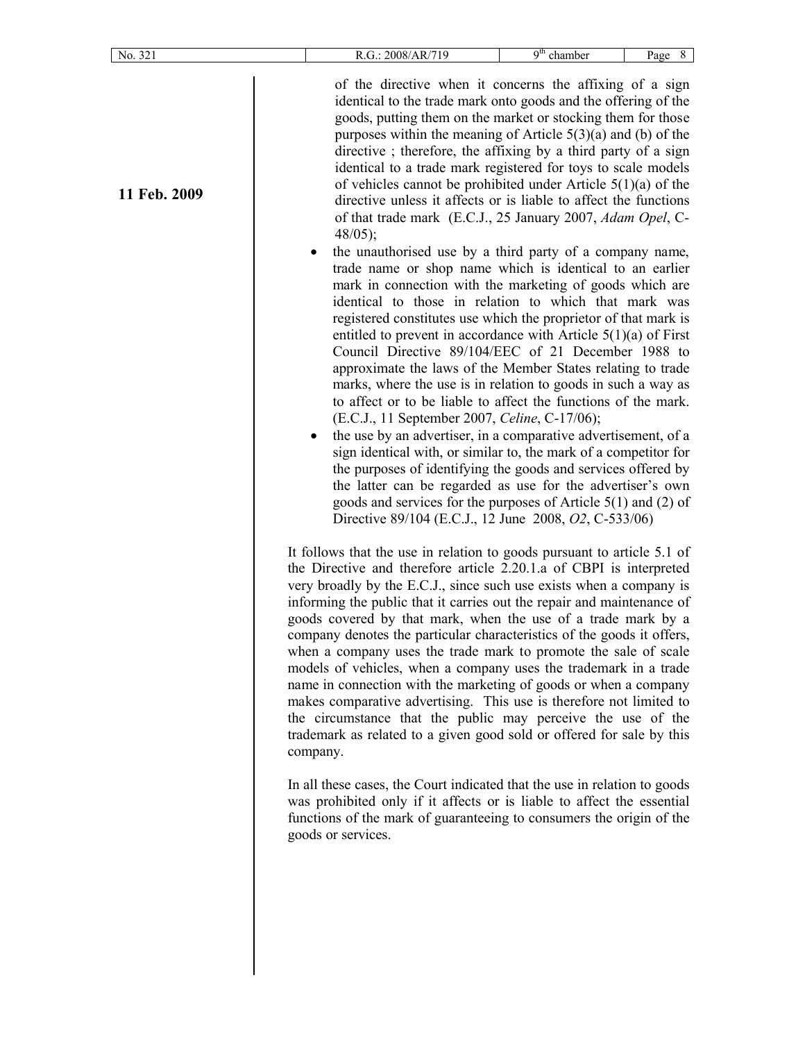of the directive when it concerns the affixing of a sign identical to the trade mark onto goods and the offering of the goods, putting them on the market or stocking them for those purposes within the meaning of Article 5(3)(a) and (b) of the directive ; therefore, the affixing by a third party of a sign identical to a trade mark registered for toys to scale models of vehicles cannot be prohibited under Article 5(1)(a) of the directive unless it affects or is liable to affect the functions of that trade mark (E.C.J., 25 January 2007, *Adam Opel*, C-48/05);

- the unauthorised use by a third party of a company name, trade name or shop name which is identical to an earlier mark in connection with the marketing of goods which are identical to those in relation to which that mark was registered constitutes use which the proprietor of that mark is entitled to prevent in accordance with Article 5(1)(a) of First Council Directive 89/104/EEC of 21 December 1988 to approximate the laws of the Member States relating to trade marks, where the use is in relation to goods in such a way as to affect or to be liable to affect the functions of the mark. (E.C.J., 11 September 2007, *Celine*, C-17/06);
- the use by an advertiser, in a comparative advertisement, of a sign identical with, or similar to, the mark of a competitor for the purposes of identifying the goods and services offered by the latter can be regarded as use for the advertiser's own goods and services for the purposes of Article 5(1) and (2) of Directive 89/104 (E.C.J., 12 June 2008, *O2*, C-533/06)

**11 Feb. 2009**

It follows that the use in relation to goods pursuant to article 5.1 of the Directive and therefore article 2.20.1.a of CBPI is interpreted very broadly by the E.C.J., since such use exists when a company is informing the public that it carries out the repair and maintenance of goods covered by that mark, when the use of a trade mark by a company denotes the particular characteristics of the goods it offers, when a company uses the trade mark to promote the sale of scale models of vehicles, when a company uses the trademark in a trade name in connection with the marketing of goods or when a company makes comparative advertising. This use is therefore not limited to the circumstance that the public may perceive the use of the trademark as related to a given good sold or offered for sale by this company.

In all these cases, the Court indicated that the use in relation to goods was prohibited only if it affects or is liable to affect the essential functions of the mark of guaranteeing to consumers the origin of the goods or services.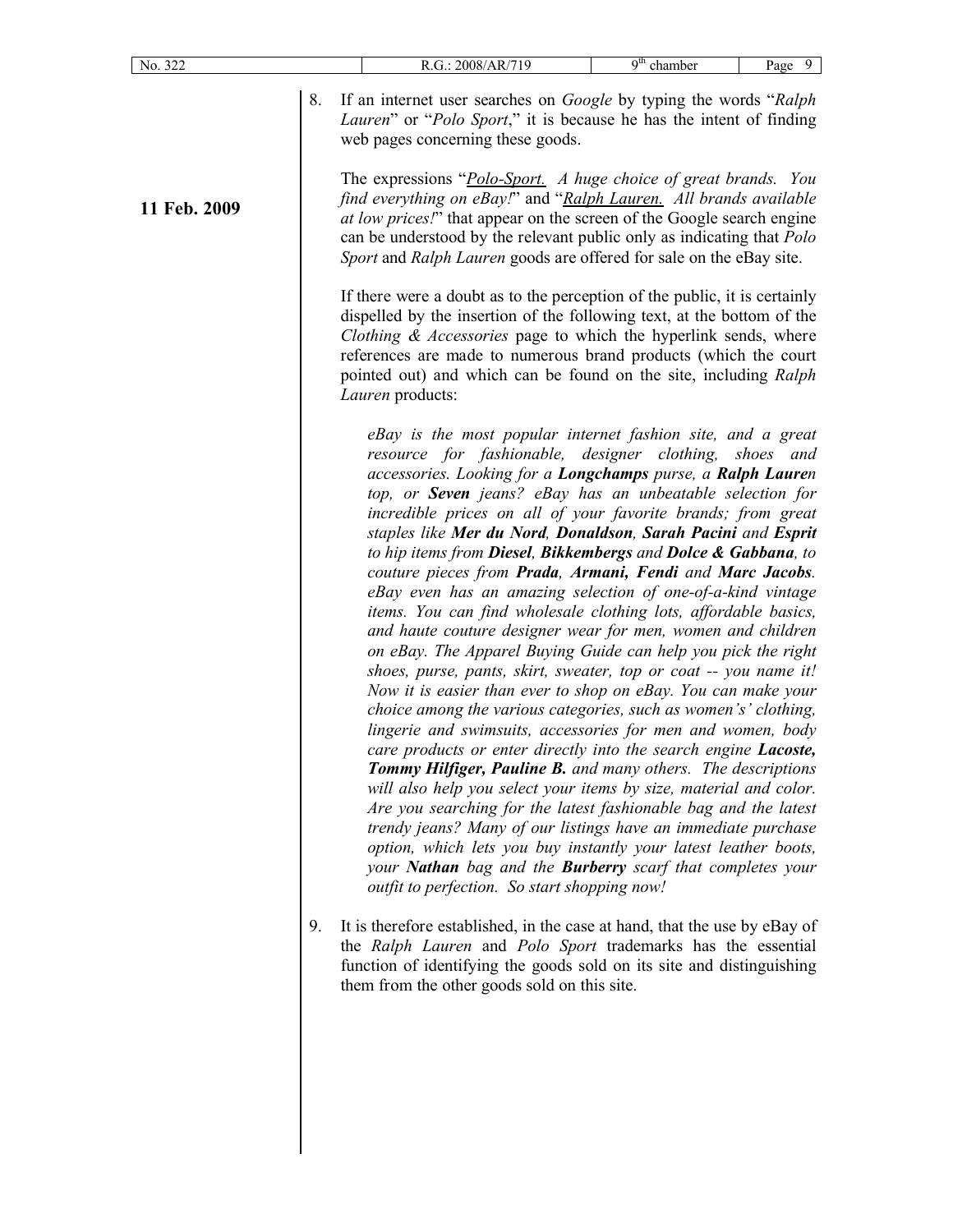**11 Feb. 2009**

8. If an internet user searches on *Google* by typing the words "*Ralph Lauren*" or "*Polo Sport*," it is because he has the intent of finding web pages concerning these goods.

   The expressions "*Polo-Sport. A huge choice of great brands. You find everything on eBay!*" and "*Ralph Lauren. All brands available at low prices!*" that appear on the screen of the Google search engine can be understood by the relevant public only as indicating that *Polo Sport* and *Ralph Lauren* goods are offered for sale on the eBay site.

   If there were a doubt as to the perception of the public, it is certainly dispelled by the insertion of the following text, at the bottom of the *Clothing & Accessories* page to which the hyperlink sends, where references are made to numerous brand products (which the court pointed out) and which can be found on the site, including *Ralph Lauren* products:

   > *eBay is the most popular internet fashion site, and a great resource for fashionable, designer clothing, shoes and accessories. Looking for a **Longchamps** purse, a **Ralph Lauren** top, or **Seven** jeans? eBay has an unbeatable selection for incredible prices on all of your favorite brands; from great staples like **Mer du Nord**, **Donaldson**, **Sarah Pacini** and **Esprit** to hip items from **Diesel**, **Bikkembergs** and **Dolce & Gabbana**, to couture pieces from **Prada**, **Armani**, **Fendi** and **Marc Jacobs**. eBay even has an amazing selection of one-of-a-kind vintage items. You can find wholesale clothing lots, affordable basics, and haute couture designer wear for men, women and children on eBay. The Apparel Buying Guide can help you pick the right shoes, purse, pants, skirt, sweater, top or coat -- you name it! Now it is easier than ever to shop on eBay. You can make your choice among the various categories, such as women's' clothing, lingerie and swimsuits, accessories for men and women, body care products or enter directly into the search engine **Lacoste, Tommy Hilfiger, Pauline B.** and many others. The descriptions will also help you select your items by size, material and color. Are you searching for the latest fashionable bag and the latest trendy jeans? Many of our listings have an immediate purchase option, which lets you buy instantly your latest leather boots, your **Nathan** bag and the **Burberry** scarf that completes your outfit to perfection. So start shopping now!*

9. It is therefore established, in the case at hand, that the use by eBay of the *Ralph Lauren* and *Polo Sport* trademarks has the essential function of identifying the goods sold on its site and distinguishing them from the other goods sold on this site.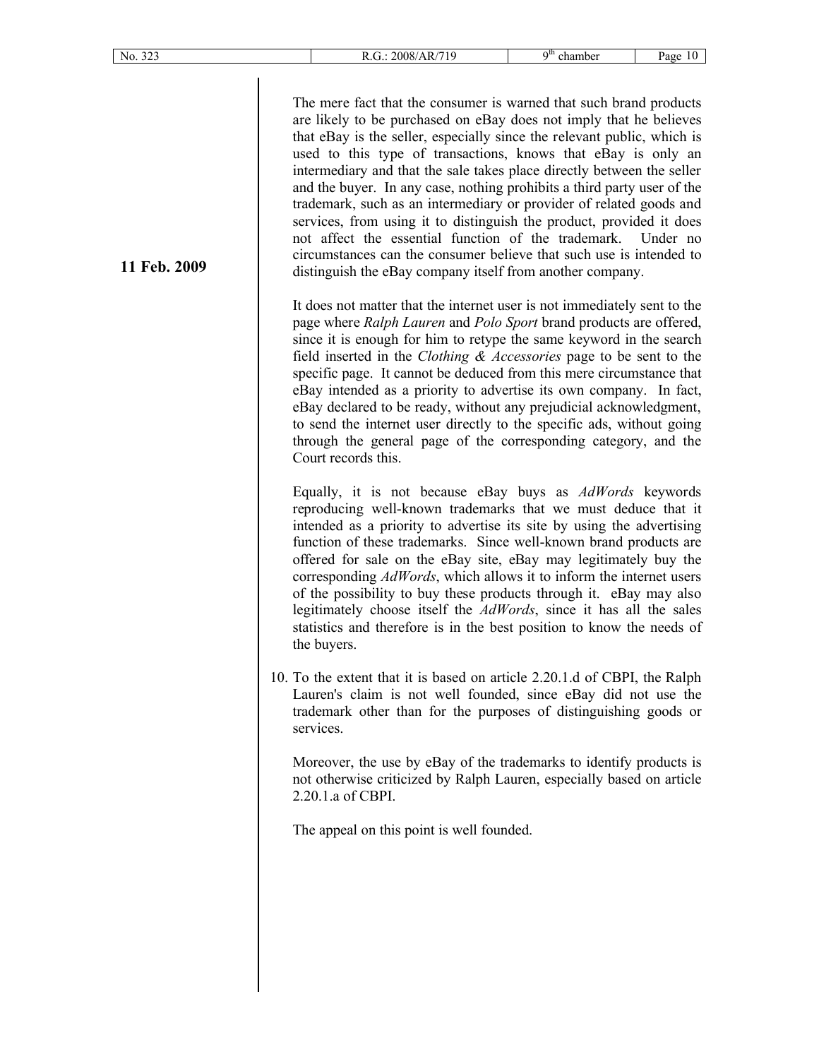The mere fact that the consumer is warned that such brand products are likely to be purchased on eBay does not imply that he believes that eBay is the seller, especially since the relevant public, which is used to this type of transactions, knows that eBay is only an intermediary and that the sale takes place directly between the seller and the buyer. In any case, nothing prohibits a third party user of the trademark, such as an intermediary or provider of related goods and services, from using it to distinguish the product, provided it does not affect the essential function of the trademark. Under no circumstances can the consumer believe that such use is intended to distinguish the eBay company itself from another company.

**11 Feb. 2009**

It does not matter that the internet user is not immediately sent to the page where *Ralph Lauren* and *Polo Sport* brand products are offered, since it is enough for him to retype the same keyword in the search field inserted in the *Clothing & Accessories* page to be sent to the specific page. It cannot be deduced from this mere circumstance that eBay intended as a priority to advertise its own company. In fact, eBay declared to be ready, without any prejudicial acknowledgment, to send the internet user directly to the specific ads, without going through the general page of the corresponding category, and the Court records this.

Equally, it is not because eBay buys as *AdWords* keywords reproducing well-known trademarks that we must deduce that it intended as a priority to advertise its site by using the advertising function of these trademarks. Since well-known brand products are offered for sale on the eBay site, eBay may legitimately buy the corresponding *AdWords*, which allows it to inform the internet users of the possibility to buy these products through it. eBay may also legitimately choose itself the *AdWords*, since it has all the sales statistics and therefore is in the best position to know the needs of the buyers.

10. To the extent that it is based on article 2.20.1.d of CBPI, the Ralph Lauren's claim is not well founded, since eBay did not use the trademark other than for the purposes of distinguishing goods or services.

    Moreover, the use by eBay of the trademarks to identify products is not otherwise criticized by Ralph Lauren, especially based on article 2.20.1.a of CBPI.

    The appeal on this point is well founded.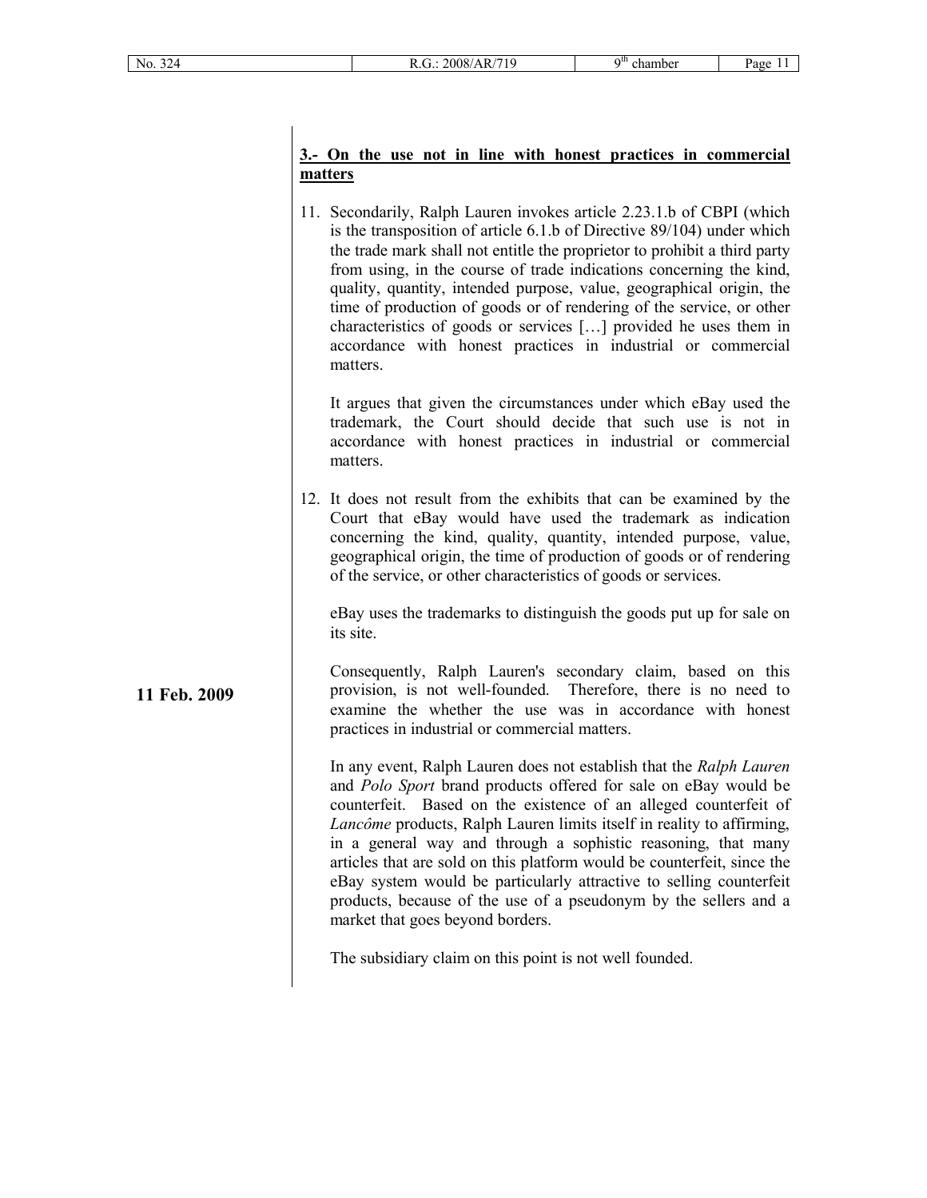**11 Feb. 2009**

## <u>3.- On the use not in line with honest practices in commercial matters</u>

11. Secondarily, Ralph Lauren invokes article 2.23.1.b of CBPI (which is the transposition of article 6.1.b of Directive 89/104) under which the trade mark shall not entitle the proprietor to prohibit a third party from using, in the course of trade indications concerning the kind, quality, quantity, intended purpose, value, geographical origin, the time of production of goods or of rendering of the service, or other characteristics of goods or services […] provided he uses them in accordance with honest practices in industrial or commercial matters.

    It argues that given the circumstances under which eBay used the trademark, the Court should decide that such use is not in accordance with honest practices in industrial or commercial matters.

12. It does not result from the exhibits that can be examined by the Court that eBay would have used the trademark as indication concerning the kind, quality, quantity, intended purpose, value, geographical origin, the time of production of goods or of rendering of the service, or other characteristics of goods or services.

    eBay uses the trademarks to distinguish the goods put up for sale on its site.

    Consequently, Ralph Lauren's secondary claim, based on this provision, is not well-founded. Therefore, there is no need to examine the whether the use was in accordance with honest practices in industrial or commercial matters.

    In any event, Ralph Lauren does not establish that the *Ralph Lauren* and *Polo Sport* brand products offered for sale on eBay would be counterfeit. Based on the existence of an alleged counterfeit of *Lancôme* products, Ralph Lauren limits itself in reality to affirming, in a general way and through a sophistic reasoning, that many articles that are sold on this platform would be counterfeit, since the eBay system would be particularly attractive to selling counterfeit products, because of the use of a pseudonym by the sellers and a market that goes beyond borders.

    The subsidiary claim on this point is not well founded.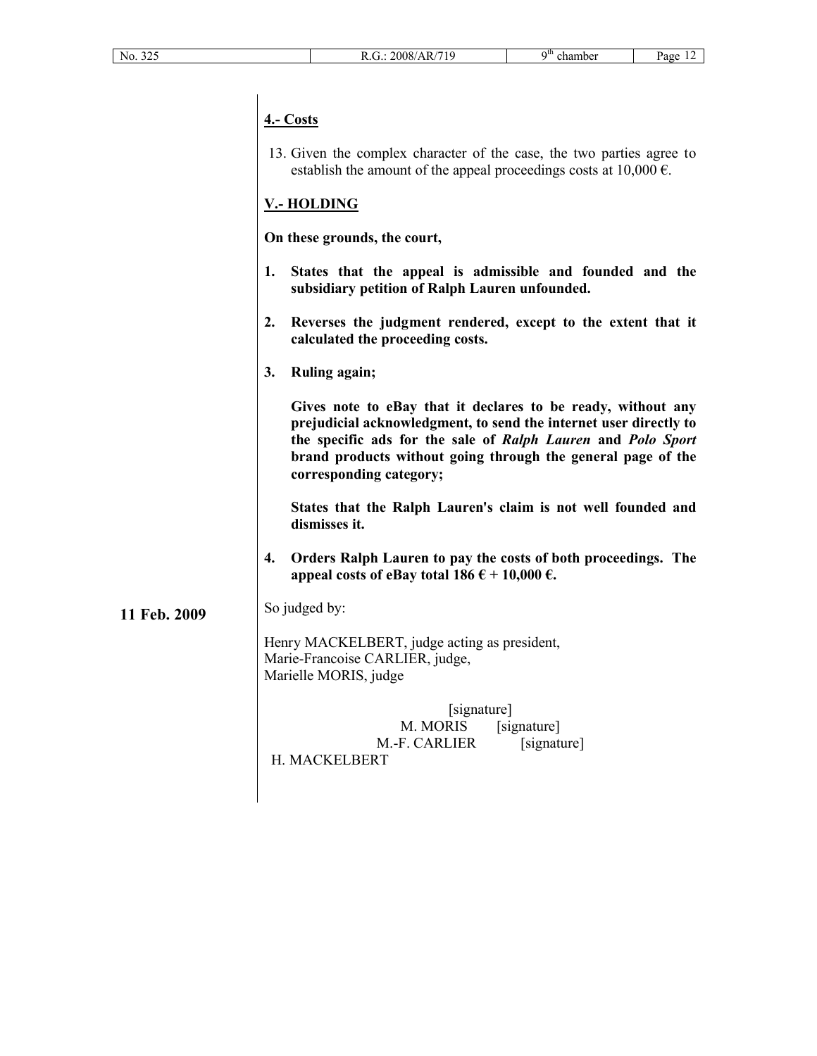**4.- Costs**

13. Given the complex character of the case, the two parties agree to establish the amount of the appeal proceedings costs at 10,000 €.

**V.- HOLDING**

**On these grounds, the court,**

1. **States that the appeal is admissible and founded and the subsidiary petition of Ralph Lauren unfounded.**

2. **Reverses the judgment rendered, except to the extent that it calculated the proceeding costs.**

3. **Ruling again;**

   **Gives note to eBay that it declares to be ready, without any prejudicial acknowledgment, to send the internet user directly to the specific ads for the sale of *Ralph Lauren* and *Polo Sport* brand products without going through the general page of the corresponding category;**

   **States that the Ralph Lauren's claim is not well founded and dismisses it.**

4. **Orders Ralph Lauren to pay the costs of both proceedings. The appeal costs of eBay total 186 € + 10,000 €.**

**11 Feb. 2009**

So judged by:

Henry MACKELBERT, judge acting as president,
Marie-Francoise CARLIER, judge,
Marielle MORIS, judge

[signature]
M. MORIS [signature]
M.-F. CARLIER [signature]
H. MACKELBERT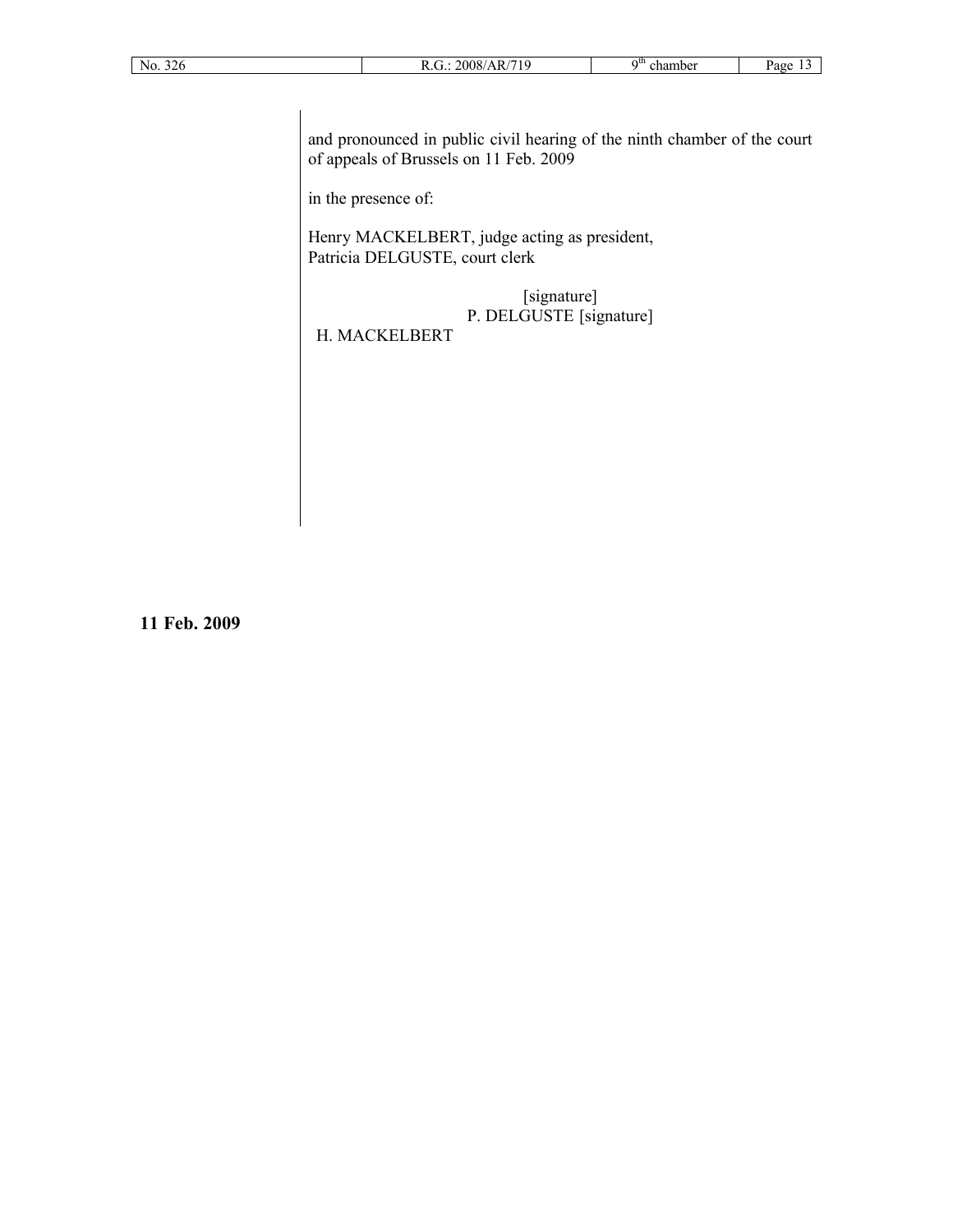and pronounced in public civil hearing of the ninth chamber of the court of appeals of Brussels on 11 Feb. 2009

in the presence of:

Henry MACKELBERT, judge acting as president,
Patricia DELGUSTE, court clerk

[signature]
P. DELGUSTE [signature]
H. MACKELBERT

**11 Feb. 2009**